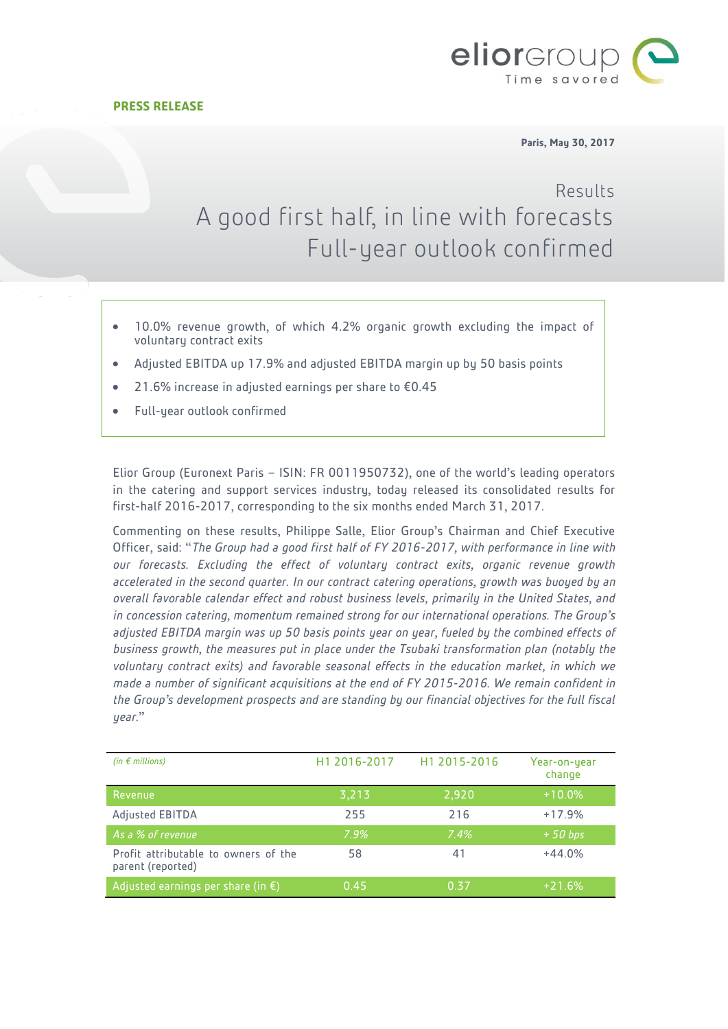**PRESS RELEASE**

**Paris, May 30, 2017**

# Results
# A good first half, in line with forecasts
# Full-year outlook confirmed

- 10.0% revenue growth, of which 4.2% organic growth excluding the impact of voluntary contract exits
- Adjusted EBITDA up 17.9% and adjusted EBITDA margin up by 50 basis points
- 21.6% increase in adjusted earnings per share to €0.45
- Full-year outlook confirmed

Elior Group (Euronext Paris – ISIN: FR 0011950732), one of the world's leading operators in the catering and support services industry, today released its consolidated results for first-half 2016-2017, corresponding to the six months ended March 31, 2017.

Commenting on these results, Philippe Salle, Elior Group's Chairman and Chief Executive Officer, said: "*The Group had a good first half of FY 2016-2017, with performance in line with our forecasts. Excluding the effect of voluntary contract exits, organic revenue growth accelerated in the second quarter. In our contract catering operations, growth was buoyed by an overall favorable calendar effect and robust business levels, primarily in the United States, and in concession catering, momentum remained strong for our international operations. The Group's adjusted EBITDA margin was up 50 basis points year on year, fueled by the combined effects of business growth, the measures put in place under the Tsubaki transformation plan (notably the voluntary contract exits) and favorable seasonal effects in the education market, in which we made a number of significant acquisitions at the end of FY 2015-2016. We remain confident in the Group's development prospects and are standing by our financial objectives for the full fiscal year.*"

| *(in € millions)* | H1 2016-2017 | H1 2015-2016 | Year-on-year change |
|---|---|---|---|
| Revenue | 3,213 | 2,920 | +10.0% |
| Adjusted EBITDA | 255 | 216 | +17.9% |
| *As a % of revenue* | *7.9%* | *7.4%* | *+ 50 bps* |
| Profit attributable to owners of the parent (reported) | 58 | 41 | +44.0% |
| Adjusted earnings per share (in €) | 0.45 | 0.37 | +21.6% |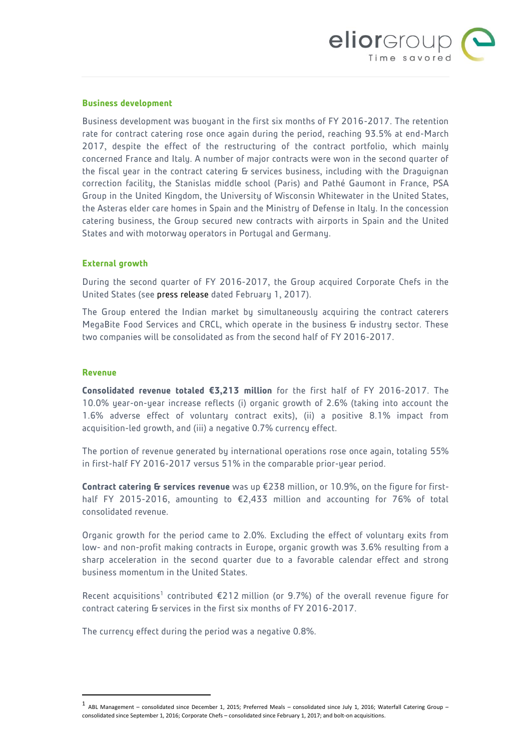## Business development

Business development was buoyant in the first six months of FY 2016-2017. The retention rate for contract catering rose once again during the period, reaching 93.5% at end-March 2017, despite the effect of the restructuring of the contract portfolio, which mainly concerned France and Italy. A number of major contracts were won in the second quarter of the fiscal year in the contract catering & services business, including with the Draguignan correction facility, the Stanislas middle school (Paris) and Pathé Gaumont in France, PSA Group in the United Kingdom, the University of Wisconsin Whitewater in the United States, the Asteras elder care homes in Spain and the Ministry of Defense in Italy. In the concession catering business, the Group secured new contracts with airports in Spain and the United States and with motorway operators in Portugal and Germany.

## External growth

During the second quarter of FY 2016-2017, the Group acquired Corporate Chefs in the United States (see press release dated February 1, 2017).

The Group entered the Indian market by simultaneously acquiring the contract caterers MegaBite Food Services and CRCL, which operate in the business & industry sector. These two companies will be consolidated as from the second half of FY 2016-2017.

## Revenue

**Consolidated revenue totaled €3,213 million** for the first half of FY 2016-2017. The 10.0% year-on-year increase reflects (i) organic growth of 2.6% (taking into account the 1.6% adverse effect of voluntary contract exits), (ii) a positive 8.1% impact from acquisition-led growth, and (iii) a negative 0.7% currency effect.

The portion of revenue generated by international operations rose once again, totaling 55% in first-half FY 2016-2017 versus 51% in the comparable prior-year period.

**Contract catering & services revenue** was up €238 million, or 10.9%, on the figure for first-half FY 2015-2016, amounting to €2,433 million and accounting for 76% of total consolidated revenue.

Organic growth for the period came to 2.0%. Excluding the effect of voluntary exits from low- and non-profit making contracts in Europe, organic growth was 3.6% resulting from a sharp acceleration in the second quarter due to a favorable calendar effect and strong business momentum in the United States.

Recent acquisitions[1] contributed €212 million (or 9.7%) of the overall revenue figure for contract catering & services in the first six months of FY 2016-2017.

The currency effect during the period was a negative 0.8%.

[1] ABL Management – consolidated since December 1, 2015; Preferred Meals – consolidated since July 1, 2016; Waterfall Catering Group – consolidated since September 1, 2016; Corporate Chefs – consolidated since February 1, 2017; and bolt-on acquisitions.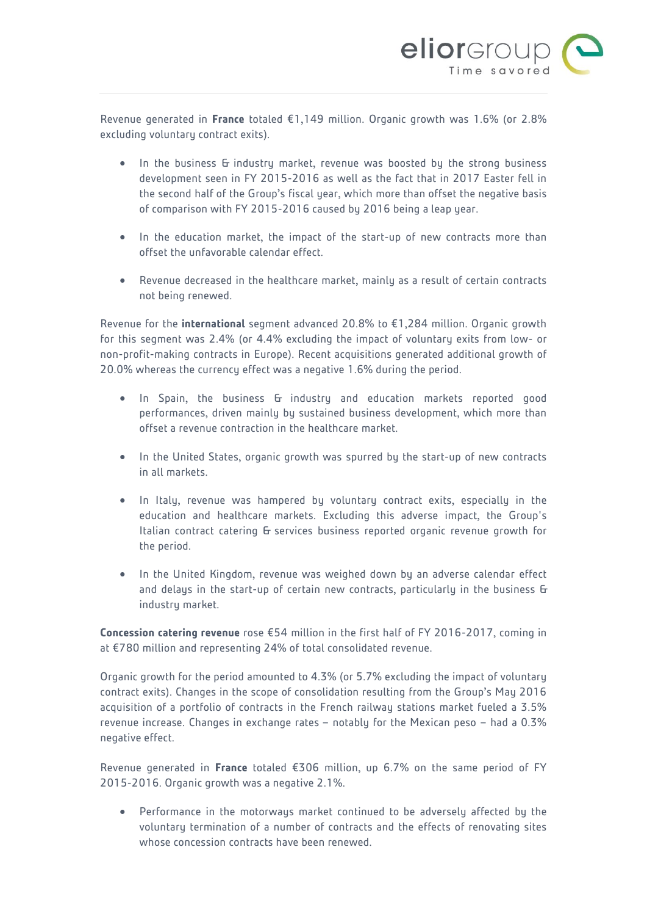Revenue generated in **France** totaled €1,149 million. Organic growth was 1.6% (or 2.8% excluding voluntary contract exits).

- In the business & industry market, revenue was boosted by the strong business development seen in FY 2015-2016 as well as the fact that in 2017 Easter fell in the second half of the Group's fiscal year, which more than offset the negative basis of comparison with FY 2015-2016 caused by 2016 being a leap year.

- In the education market, the impact of the start-up of new contracts more than offset the unfavorable calendar effect.

- Revenue decreased in the healthcare market, mainly as a result of certain contracts not being renewed.

Revenue for the **international** segment advanced 20.8% to €1,284 million. Organic growth for this segment was 2.4% (or 4.4% excluding the impact of voluntary exits from low- or non-profit-making contracts in Europe). Recent acquisitions generated additional growth of 20.0% whereas the currency effect was a negative 1.6% during the period.

- In Spain, the business & industry and education markets reported good performances, driven mainly by sustained business development, which more than offset a revenue contraction in the healthcare market.

- In the United States, organic growth was spurred by the start-up of new contracts in all markets.

- In Italy, revenue was hampered by voluntary contract exits, especially in the education and healthcare markets. Excluding this adverse impact, the Group's Italian contract catering & services business reported organic revenue growth for the period.

- In the United Kingdom, revenue was weighed down by an adverse calendar effect and delays in the start-up of certain new contracts, particularly in the business & industry market.

**Concession catering revenue** rose €54 million in the first half of FY 2016-2017, coming in at €780 million and representing 24% of total consolidated revenue.

Organic growth for the period amounted to 4.3% (or 5.7% excluding the impact of voluntary contract exits). Changes in the scope of consolidation resulting from the Group's May 2016 acquisition of a portfolio of contracts in the French railway stations market fueled a 3.5% revenue increase. Changes in exchange rates – notably for the Mexican peso – had a 0.3% negative effect.

Revenue generated in **France** totaled €306 million, up 6.7% on the same period of FY 2015-2016. Organic growth was a negative 2.1%.

- Performance in the motorways market continued to be adversely affected by the voluntary termination of a number of contracts and the effects of renovating sites whose concession contracts have been renewed.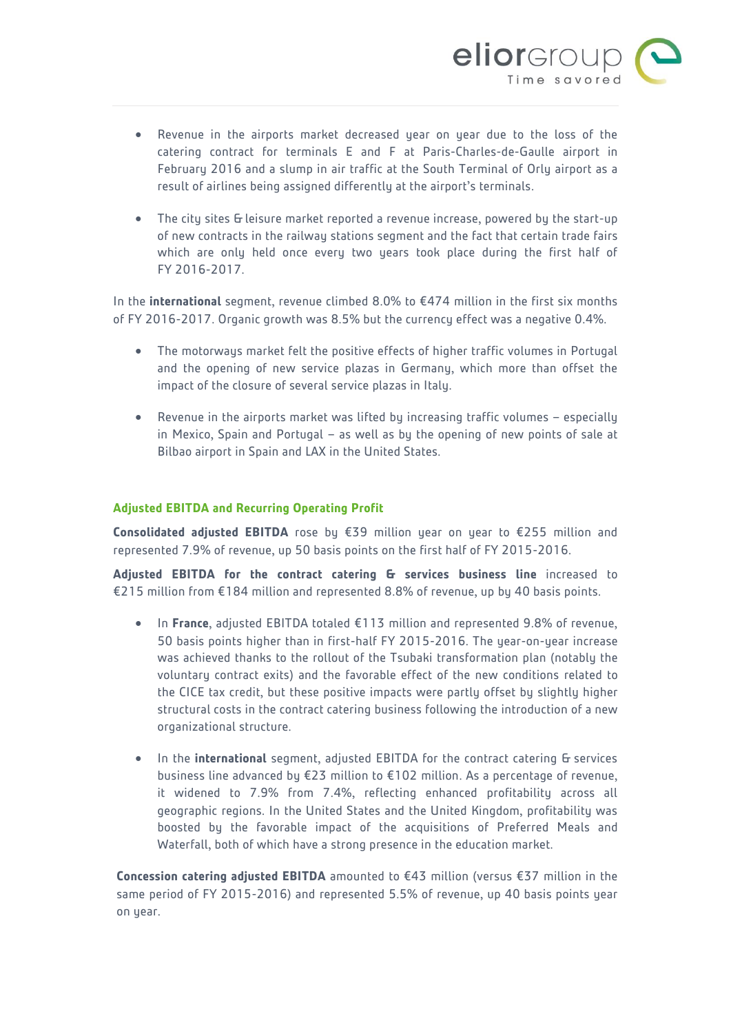- Revenue in the airports market decreased year on year due to the loss of the catering contract for terminals E and F at Paris-Charles-de-Gaulle airport in February 2016 and a slump in air traffic at the South Terminal of Orly airport as a result of airlines being assigned differently at the airport's terminals.

- The city sites & leisure market reported a revenue increase, powered by the start-up of new contracts in the railway stations segment and the fact that certain trade fairs which are only held once every two years took place during the first half of FY 2016-2017.

In the **international** segment, revenue climbed 8.0% to €474 million in the first six months of FY 2016-2017. Organic growth was 8.5% but the currency effect was a negative 0.4%.

- The motorways market felt the positive effects of higher traffic volumes in Portugal and the opening of new service plazas in Germany, which more than offset the impact of the closure of several service plazas in Italy.

- Revenue in the airports market was lifted by increasing traffic volumes – especially in Mexico, Spain and Portugal – as well as by the opening of new points of sale at Bilbao airport in Spain and LAX in the United States.

## Adjusted EBITDA and Recurring Operating Profit

**Consolidated adjusted EBITDA** rose by €39 million year on year to €255 million and represented 7.9% of revenue, up 50 basis points on the first half of FY 2015-2016.

**Adjusted EBITDA for the contract catering & services business line** increased to €215 million from €184 million and represented 8.8% of revenue, up by 40 basis points.

- In **France**, adjusted EBITDA totaled €113 million and represented 9.8% of revenue, 50 basis points higher than in first-half FY 2015-2016. The year-on-year increase was achieved thanks to the rollout of the Tsubaki transformation plan (notably the voluntary contract exits) and the favorable effect of the new conditions related to the CICE tax credit, but these positive impacts were partly offset by slightly higher structural costs in the contract catering business following the introduction of a new organizational structure.

- In the **international** segment, adjusted EBITDA for the contract catering & services business line advanced by €23 million to €102 million. As a percentage of revenue, it widened to 7.9% from 7.4%, reflecting enhanced profitability across all geographic regions. In the United States and the United Kingdom, profitability was boosted by the favorable impact of the acquisitions of Preferred Meals and Waterfall, both of which have a strong presence in the education market.

**Concession catering adjusted EBITDA** amounted to €43 million (versus €37 million in the same period of FY 2015-2016) and represented 5.5% of revenue, up 40 basis points year on year.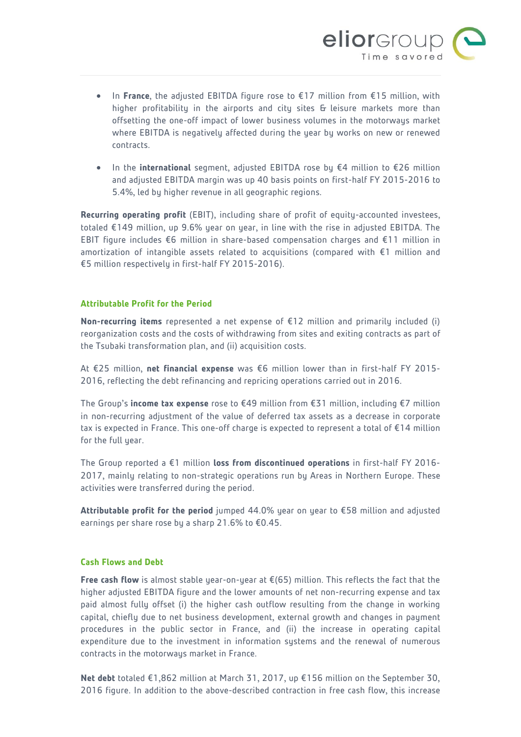- In **France**, the adjusted EBITDA figure rose to €17 million from €15 million, with higher profitability in the airports and city sites & leisure markets more than offsetting the one-off impact of lower business volumes in the motorways market where EBITDA is negatively affected during the year by works on new or renewed contracts.

- In the **international** segment, adjusted EBITDA rose by €4 million to €26 million and adjusted EBITDA margin was up 40 basis points on first-half FY 2015-2016 to 5.4%, led by higher revenue in all geographic regions.

**Recurring operating profit** (EBIT), including share of profit of equity-accounted investees, totaled €149 million, up 9.6% year on year, in line with the rise in adjusted EBITDA. The EBIT figure includes €6 million in share-based compensation charges and €11 million in amortization of intangible assets related to acquisitions (compared with €1 million and €5 million respectively in first-half FY 2015-2016).

### Attributable Profit for the Period

**Non-recurring items** represented a net expense of €12 million and primarily included (i) reorganization costs and the costs of withdrawing from sites and exiting contracts as part of the Tsubaki transformation plan, and (ii) acquisition costs.

At €25 million, **net financial expense** was €6 million lower than in first-half FY 2015-2016, reflecting the debt refinancing and repricing operations carried out in 2016.

The Group's **income tax expense** rose to €49 million from €31 million, including €7 million in non-recurring adjustment of the value of deferred tax assets as a decrease in corporate tax is expected in France. This one-off charge is expected to represent a total of €14 million for the full year.

The Group reported a €1 million **loss from discontinued operations** in first-half FY 2016-2017, mainly relating to non-strategic operations run by Areas in Northern Europe. These activities were transferred during the period.

**Attributable profit for the period** jumped 44.0% year on year to €58 million and adjusted earnings per share rose by a sharp 21.6% to €0.45.

### Cash Flows and Debt

**Free cash flow** is almost stable year-on-year at €(65) million. This reflects the fact that the higher adjusted EBITDA figure and the lower amounts of net non-recurring expense and tax paid almost fully offset (i) the higher cash outflow resulting from the change in working capital, chiefly due to net business development, external growth and changes in payment procedures in the public sector in France, and (ii) the increase in operating capital expenditure due to the investment in information systems and the renewal of numerous contracts in the motorways market in France.

**Net debt** totaled €1,862 million at March 31, 2017, up €156 million on the September 30, 2016 figure. In addition to the above-described contraction in free cash flow, this increase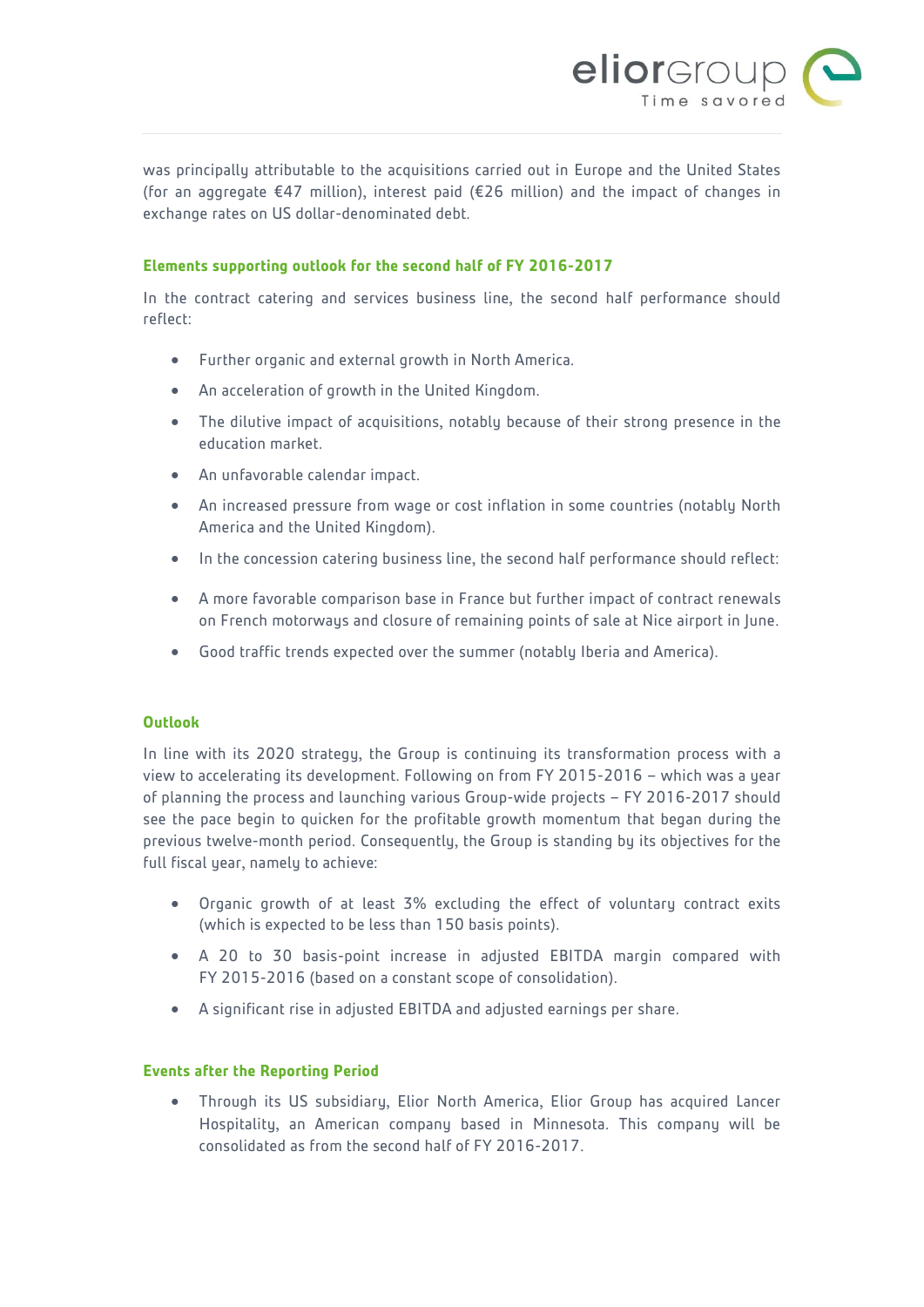was principally attributable to the acquisitions carried out in Europe and the United States (for an aggregate €47 million), interest paid (€26 million) and the impact of changes in exchange rates on US dollar-denominated debt.

### Elements supporting outlook for the second half of FY 2016-2017

In the contract catering and services business line, the second half performance should reflect:

- Further organic and external growth in North America.
- An acceleration of growth in the United Kingdom.
- The dilutive impact of acquisitions, notably because of their strong presence in the education market.
- An unfavorable calendar impact.
- An increased pressure from wage or cost inflation in some countries (notably North America and the United Kingdom).
- In the concession catering business line, the second half performance should reflect:
- A more favorable comparison base in France but further impact of contract renewals on French motorways and closure of remaining points of sale at Nice airport in June.
- Good traffic trends expected over the summer (notably Iberia and America).

### Outlook

In line with its 2020 strategy, the Group is continuing its transformation process with a view to accelerating its development. Following on from FY 2015-2016 – which was a year of planning the process and launching various Group-wide projects – FY 2016-2017 should see the pace begin to quicken for the profitable growth momentum that began during the previous twelve-month period. Consequently, the Group is standing by its objectives for the full fiscal year, namely to achieve:

- Organic growth of at least 3% excluding the effect of voluntary contract exits (which is expected to be less than 150 basis points).
- A 20 to 30 basis-point increase in adjusted EBITDA margin compared with FY 2015-2016 (based on a constant scope of consolidation).
- A significant rise in adjusted EBITDA and adjusted earnings per share.

### Events after the Reporting Period

- Through its US subsidiary, Elior North America, Elior Group has acquired Lancer Hospitality, an American company based in Minnesota. This company will be consolidated as from the second half of FY 2016-2017.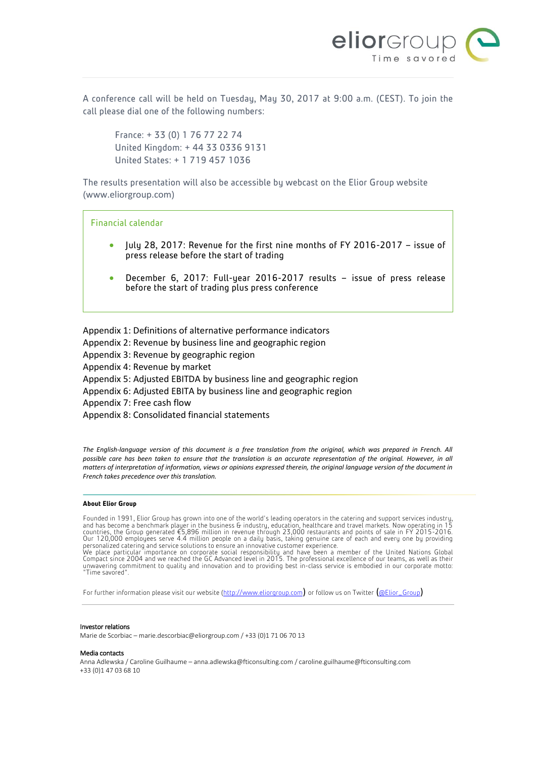A conference call will be held on Tuesday, May 30, 2017 at 9:00 a.m. (CEST). To join the call please dial one of the following numbers:

France: + 33 (0) 1 76 77 22 74
United Kingdom: + 44 33 0336 9131
United States: + 1 719 457 1036

The results presentation will also be accessible by webcast on the Elior Group website (www.eliorgroup.com)

**Financial calendar**

- July 28, 2017: Revenue for the first nine months of FY 2016-2017 – issue of press release before the start of trading
- December 6, 2017: Full-year 2016-2017 results – issue of press release before the start of trading plus press conference

Appendix 1: Definitions of alternative performance indicators
Appendix 2: Revenue by business line and geographic region
Appendix 3: Revenue by geographic region
Appendix 4: Revenue by market
Appendix 5: Adjusted EBITDA by business line and geographic region
Appendix 6: Adjusted EBITA by business line and geographic region
Appendix 7: Free cash flow
Appendix 8: Consolidated financial statements

*The English-language version of this document is a free translation from the original, which was prepared in French. All possible care has been taken to ensure that the translation is an accurate representation of the original. However, in all matters of interpretation of information, views or opinions expressed therein, the original language version of the document in French takes precedence over this translation.*

**About Elior Group**

Founded in 1991, Elior Group has grown into one of the world's leading operators in the catering and support services industry, and has become a benchmark player in the business & industry, education, healthcare and travel markets. Now operating in 15 countries, the Group generated €5,896 million in revenue through 23,000 restaurants and points of sale in FY 2015-2016. Our 120,000 employees serve 4.4 million people on a daily basis, taking genuine care of each and every one by providing personalized catering and service solutions to ensure an innovative customer experience.
We place particular importance on corporate social responsibility and have been a member of the United Nations Global Compact since 2004 and we reached the GC Advanced level in 2015. The professional excellence of our teams, as well as their unwavering commitment to quality and innovation and to providing best in-class service is embodied in our corporate motto: "Time savored".

For further information please visit our website (http://www.eliorgroup.com) or follow us on Twitter (@Elior_Group)

**Investor relations**
Marie de Scorbiac – marie.descorbiac@eliorgroup.com / +33 (0)1 71 06 70 13

**Media contacts**
Anna Adlewska / Caroline Guilhaume – anna.adlewska@fticonsulting.com / caroline.guilhaume@fticonsulting.com
+33 (0)1 47 03 68 10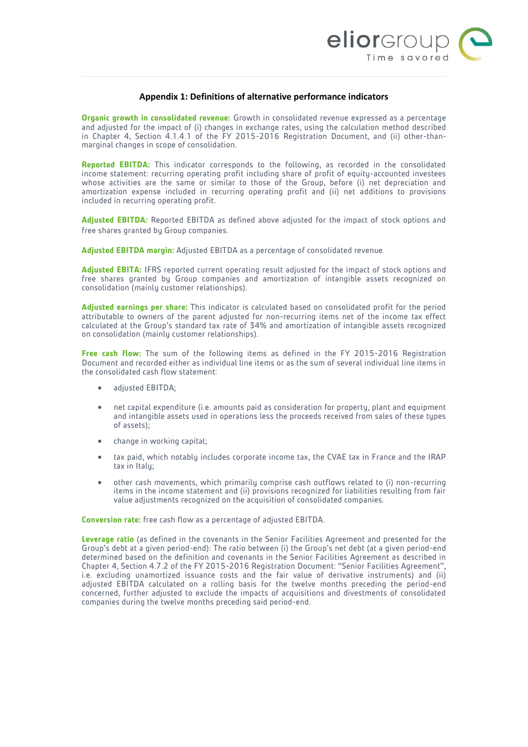## Appendix 1: Definitions of alternative performance indicators

**Organic growth in consolidated revenue:** Growth in consolidated revenue expressed as a percentage and adjusted for the impact of (i) changes in exchange rates, using the calculation method described in Chapter 4, Section 4.1.4.1 of the FY 2015-2016 Registration Document, and (ii) other-than-marginal changes in scope of consolidation.

**Reported EBITDA:** This indicator corresponds to the following, as recorded in the consolidated income statement: recurring operating profit including share of profit of equity-accounted investees whose activities are the same or similar to those of the Group, before (i) net depreciation and amortization expense included in recurring operating profit and (ii) net additions to provisions included in recurring operating profit.

**Adjusted EBITDA:** Reported EBITDA as defined above adjusted for the impact of stock options and free shares granted by Group companies.

**Adjusted EBITDA margin:** Adjusted EBITDA as a percentage of consolidated revenue.

**Adjusted EBITA:** IFRS reported current operating result adjusted for the impact of stock options and free shares granted by Group companies and amortization of intangible assets recognized on consolidation (mainly customer relationships).

**Adjusted earnings per share:** This indicator is calculated based on consolidated profit for the period attributable to owners of the parent adjusted for non-recurring items net of the income tax effect calculated at the Group's standard tax rate of 34% and amortization of intangible assets recognized on consolidation (mainly customer relationships).

**Free cash flow:** The sum of the following items as defined in the FY 2015-2016 Registration Document and recorded either as individual line items or as the sum of several individual line items in the consolidated cash flow statement:

- adjusted EBITDA;
- net capital expenditure (i.e. amounts paid as consideration for property, plant and equipment and intangible assets used in operations less the proceeds received from sales of these types of assets);
- change in working capital;
- tax paid, which notably includes corporate income tax, the CVAE tax in France and the IRAP tax in Italy;
- other cash movements, which primarily comprise cash outflows related to (i) non-recurring items in the income statement and (ii) provisions recognized for liabilities resulting from fair value adjustments recognized on the acquisition of consolidated companies.

**Conversion rate:** free cash flow as a percentage of adjusted EBITDA.

**Leverage ratio** (as defined in the covenants in the Senior Facilities Agreement and presented for the Group's debt at a given period-end): The ratio between (i) the Group's net debt (at a given period-end determined based on the definition and covenants in the Senior Facilities Agreement as described in Chapter 4, Section 4.7.2 of the FY 2015-2016 Registration Document: "Senior Facilities Agreement", i.e. excluding unamortized issuance costs and the fair value of derivative instruments) and (ii) adjusted EBITDA calculated on a rolling basis for the twelve months preceding the period-end concerned, further adjusted to exclude the impacts of acquisitions and divestments of consolidated companies during the twelve months preceding said period-end.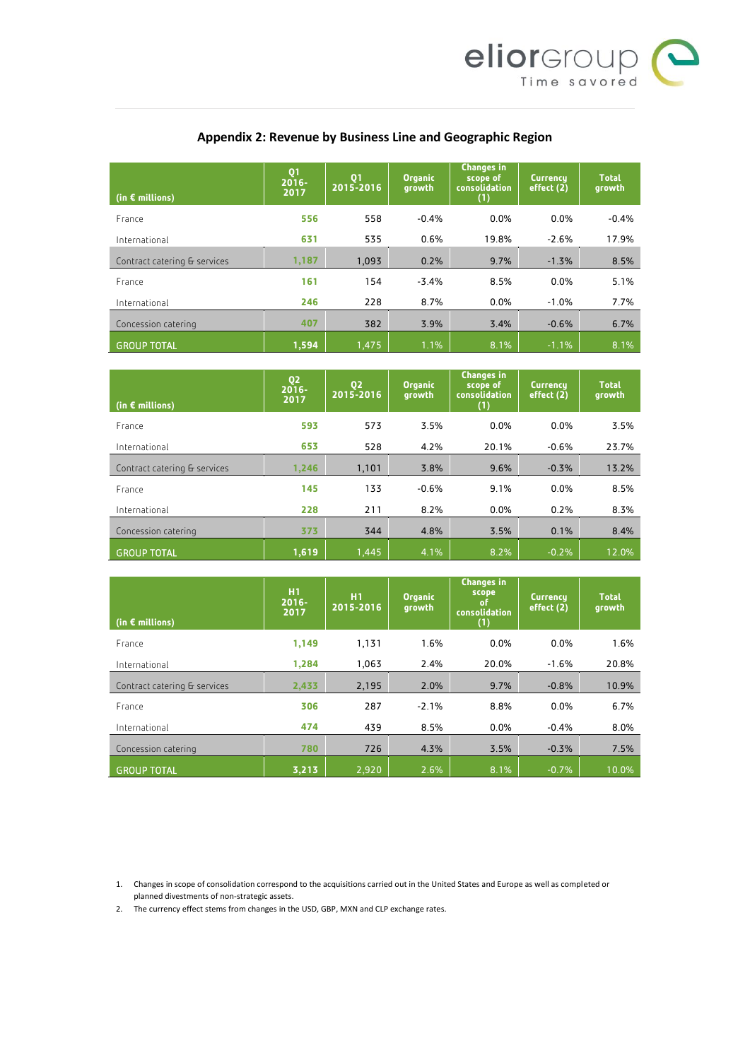## Appendix 2: Revenue by Business Line and Geographic Region

| (in € millions) | Q1 2016-2017 | Q1 2015-2016 | Organic growth | Changes in scope of consolidation (1) | Currency effect (2) | Total growth |
|---|---|---|---|---|---|---|
| France | 556 | 558 | -0.4% | 0.0% | 0.0% | -0.4% |
| International | 631 | 535 | 0.6% | 19.8% | -2.6% | 17.9% |
| Contract catering & services | 1,187 | 1,093 | 0.2% | 9.7% | -1.3% | 8.5% |
| France | 161 | 154 | -3.4% | 8.5% | 0.0% | 5.1% |
| International | 246 | 228 | 8.7% | 0.0% | -1.0% | 7.7% |
| Concession catering | 407 | 382 | 3.9% | 3.4% | -0.6% | 6.7% |
| GROUP TOTAL | 1,594 | 1,475 | 1.1% | 8.1% | -1.1% | 8.1% |

| (in € millions) | Q2 2016-2017 | Q2 2015-2016 | Organic growth | Changes in scope of consolidation (1) | Currency effect (2) | Total growth |
|---|---|---|---|---|---|---|
| France | 593 | 573 | 3.5% | 0.0% | 0.0% | 3.5% |
| International | 653 | 528 | 4.2% | 20.1% | -0.6% | 23.7% |
| Contract catering & services | 1,246 | 1,101 | 3.8% | 9.6% | -0.3% | 13.2% |
| France | 145 | 133 | -0.6% | 9.1% | 0.0% | 8.5% |
| International | 228 | 211 | 8.2% | 0.0% | 0.2% | 8.3% |
| Concession catering | 373 | 344 | 4.8% | 3.5% | 0.1% | 8.4% |
| GROUP TOTAL | 1,619 | 1,445 | 4.1% | 8.2% | -0.2% | 12.0% |

| (in € millions) | H1 2016-2017 | H1 2015-2016 | Organic growth | Changes in scope of consolidation (1) | Currency effect (2) | Total growth |
|---|---|---|---|---|---|---|
| France | 1,149 | 1,131 | 1.6% | 0.0% | 0.0% | 1.6% |
| International | 1,284 | 1,063 | 2.4% | 20.0% | -1.6% | 20.8% |
| Contract catering & services | 2,433 | 2,195 | 2.0% | 9.7% | -0.8% | 10.9% |
| France | 306 | 287 | -2.1% | 8.8% | 0.0% | 6.7% |
| International | 474 | 439 | 8.5% | 0.0% | -0.4% | 8.0% |
| Concession catering | 780 | 726 | 4.3% | 3.5% | -0.3% | 7.5% |
| GROUP TOTAL | 3,213 | 2,920 | 2.6% | 8.1% | -0.7% | 10.0% |

1. Changes in scope of consolidation correspond to the acquisitions carried out in the United States and Europe as well as completed or planned divestments of non-strategic assets.
2. The currency effect stems from changes in the USD, GBP, MXN and CLP exchange rates.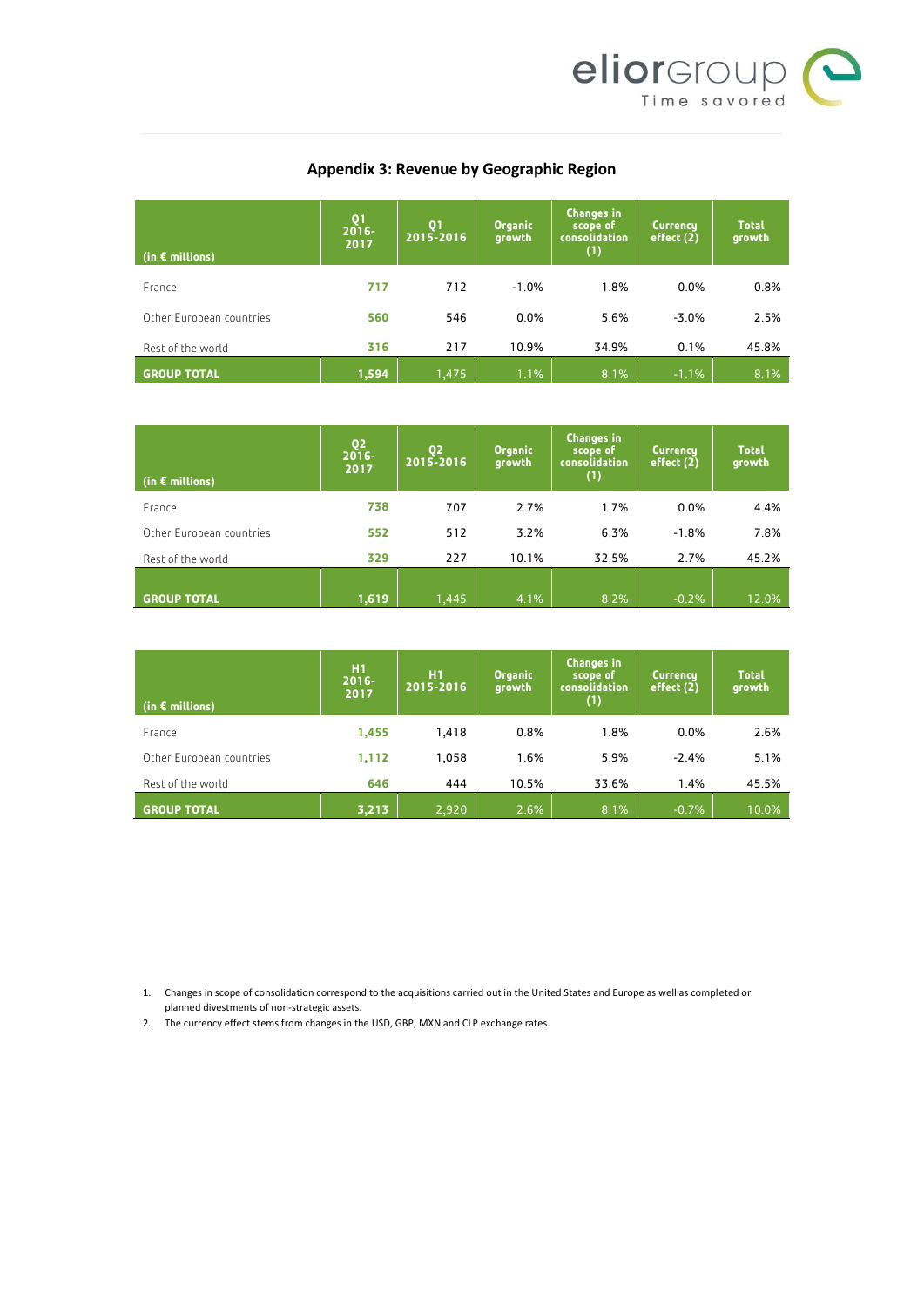## Appendix 3: Revenue by Geographic Region

| (in € millions) | Q1 2016-2017 | Q1 2015-2016 | Organic growth | Changes in scope of consolidation (1) | Currency effect (2) | Total growth |
|---|---|---|---|---|---|---|
| France | 717 | 712 | -1.0% | 1.8% | 0.0% | 0.8% |
| Other European countries | 560 | 546 | 0.0% | 5.6% | -3.0% | 2.5% |
| Rest of the world | 316 | 217 | 10.9% | 34.9% | 0.1% | 45.8% |
| **GROUP TOTAL** | **1,594** | 1,475 | 1.1% | 8.1% | -1.1% | 8.1% |

| (in € millions) | Q2 2016-2017 | Q2 2015-2016 | Organic growth | Changes in scope of consolidation (1) | Currency effect (2) | Total growth |
|---|---|---|---|---|---|---|
| France | 738 | 707 | 2.7% | 1.7% | 0.0% | 4.4% |
| Other European countries | 552 | 512 | 3.2% | 6.3% | -1.8% | 7.8% |
| Rest of the world | 329 | 227 | 10.1% | 32.5% | 2.7% | 45.2% |
| **GROUP TOTAL** | **1,619** | 1,445 | 4.1% | 8.2% | -0.2% | 12.0% |

| (in € millions) | H1 2016-2017 | H1 2015-2016 | Organic growth | Changes in scope of consolidation (1) | Currency effect (2) | Total growth |
|---|---|---|---|---|---|---|
| France | 1,455 | 1,418 | 0.8% | 1.8% | 0.0% | 2.6% |
| Other European countries | 1,112 | 1,058 | 1.6% | 5.9% | -2.4% | 5.1% |
| Rest of the world | 646 | 444 | 10.5% | 33.6% | 1.4% | 45.5% |
| **GROUP TOTAL** | **3,213** | 2,920 | 2.6% | 8.1% | -0.7% | 10.0% |

1. Changes in scope of consolidation correspond to the acquisitions carried out in the United States and Europe as well as completed or planned divestments of non-strategic assets.
2. The currency effect stems from changes in the USD, GBP, MXN and CLP exchange rates.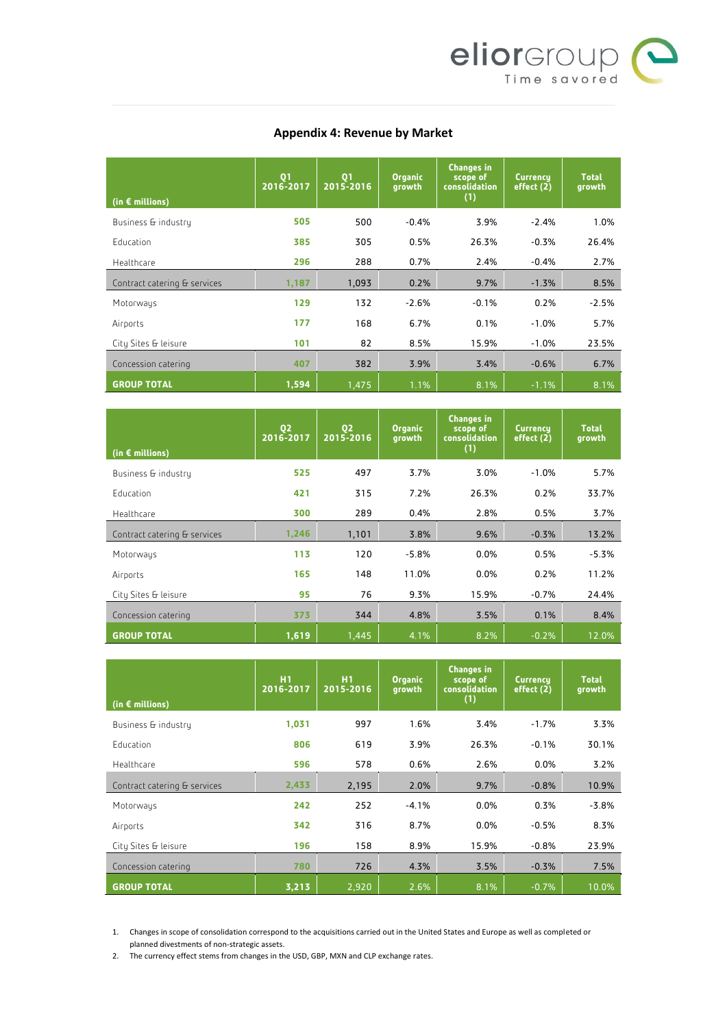## Appendix 4: Revenue by Market

| (in € millions) | Q1 2016-2017 | Q1 2015-2016 | Organic growth | Changes in scope of consolidation (1) | Currency effect (2) | Total growth |
|---|---|---|---|---|---|---|
| Business & industry | 505 | 500 | -0.4% | 3.9% | -2.4% | 1.0% |
| Education | 385 | 305 | 0.5% | 26.3% | -0.3% | 26.4% |
| Healthcare | 296 | 288 | 0.7% | 2.4% | -0.4% | 2.7% |
| Contract catering & services | 1,187 | 1,093 | 0.2% | 9.7% | -1.3% | 8.5% |
| Motorways | 129 | 132 | -2.6% | -0.1% | 0.2% | -2.5% |
| Airports | 177 | 168 | 6.7% | 0.1% | -1.0% | 5.7% |
| City Sites & leisure | 101 | 82 | 8.5% | 15.9% | -1.0% | 23.5% |
| Concession catering | 407 | 382 | 3.9% | 3.4% | -0.6% | 6.7% |
| **GROUP TOTAL** | **1,594** | 1,475 | 1.1% | 8.1% | -1.1% | 8.1% |

| (in € millions) | Q2 2016-2017 | Q2 2015-2016 | Organic growth | Changes in scope of consolidation (1) | Currency effect (2) | Total growth |
|---|---|---|---|---|---|---|
| Business & industry | 525 | 497 | 3.7% | 3.0% | -1.0% | 5.7% |
| Education | 421 | 315 | 7.2% | 26.3% | 0.2% | 33.7% |
| Healthcare | 300 | 289 | 0.4% | 2.8% | 0.5% | 3.7% |
| Contract catering & services | 1,246 | 1,101 | 3.8% | 9.6% | -0.3% | 13.2% |
| Motorways | 113 | 120 | -5.8% | 0.0% | 0.5% | -5.3% |
| Airports | 165 | 148 | 11.0% | 0.0% | 0.2% | 11.2% |
| City Sites & leisure | 95 | 76 | 9.3% | 15.9% | -0.7% | 24.4% |
| Concession catering | 373 | 344 | 4.8% | 3.5% | 0.1% | 8.4% |
| **GROUP TOTAL** | **1,619** | 1,445 | 4.1% | 8.2% | -0.2% | 12.0% |

| (in € millions) | H1 2016-2017 | H1 2015-2016 | Organic growth | Changes in scope of consolidation (1) | Currency effect (2) | Total growth |
|---|---|---|---|---|---|---|
| Business & industry | 1,031 | 997 | 1.6% | 3.4% | -1.7% | 3.3% |
| Education | 806 | 619 | 3.9% | 26.3% | -0.1% | 30.1% |
| Healthcare | 596 | 578 | 0.6% | 2.6% | 0.0% | 3.2% |
| Contract catering & services | 2,433 | 2,195 | 2.0% | 9.7% | -0.8% | 10.9% |
| Motorways | 242 | 252 | -4.1% | 0.0% | 0.3% | -3.8% |
| Airports | 342 | 316 | 8.7% | 0.0% | -0.5% | 8.3% |
| City Sites & leisure | 196 | 158 | 8.9% | 15.9% | -0.8% | 23.9% |
| Concession catering | 780 | 726 | 4.3% | 3.5% | -0.3% | 7.5% |
| **GROUP TOTAL** | **3,213** | 2,920 | 2.6% | 8.1% | -0.7% | 10.0% |

1. Changes in scope of consolidation correspond to the acquisitions carried out in the United States and Europe as well as completed or planned divestments of non-strategic assets.
2. The currency effect stems from changes in the USD, GBP, MXN and CLP exchange rates.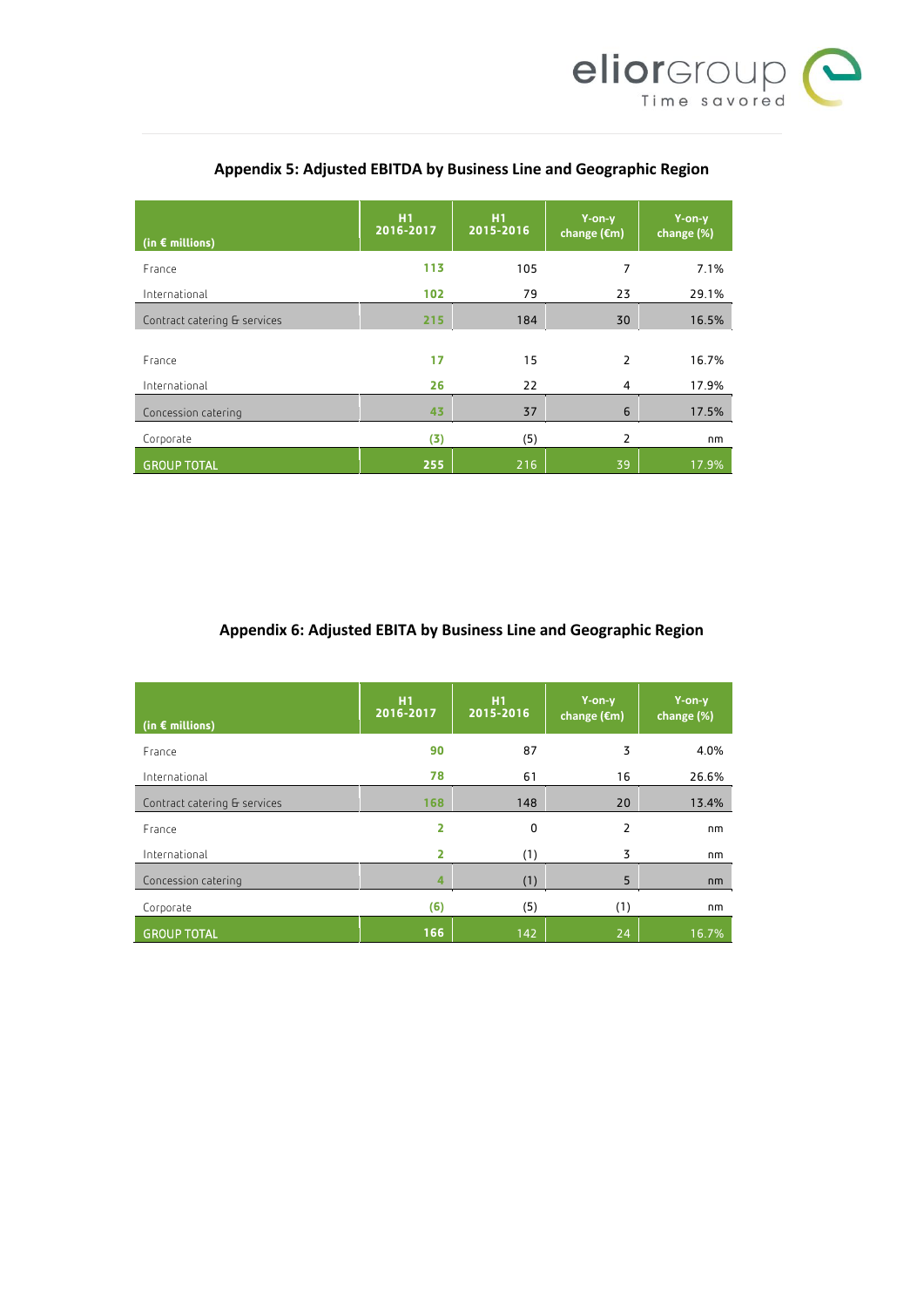## Appendix 5: Adjusted EBITDA by Business Line and Geographic Region

| (in € millions) | H1 2016-2017 | H1 2015-2016 | Y-on-y change (€m) | Y-on-y change (%) |
|---|---|---|---|---|
| France | 113 | 105 | 7 | 7.1% |
| International | 102 | 79 | 23 | 29.1% |
| Contract catering & services | 215 | 184 | 30 | 16.5% |
| France | 17 | 15 | 2 | 16.7% |
| International | 26 | 22 | 4 | 17.9% |
| Concession catering | 43 | 37 | 6 | 17.5% |
| Corporate | (3) | (5) | 2 | nm |
| GROUP TOTAL | 255 | 216 | 39 | 17.9% |

## Appendix 6: Adjusted EBITA by Business Line and Geographic Region

| (in € millions) | H1 2016-2017 | H1 2015-2016 | Y-on-y change (€m) | Y-on-y change (%) |
|---|---|---|---|---|
| France | 90 | 87 | 3 | 4.0% |
| International | 78 | 61 | 16 | 26.6% |
| Contract catering & services | 168 | 148 | 20 | 13.4% |
| France | 2 | 0 | 2 | nm |
| International | 2 | (1) | 3 | nm |
| Concession catering | 4 | (1) | 5 | nm |
| Corporate | (6) | (5) | (1) | nm |
| GROUP TOTAL | 166 | 142 | 24 | 16.7% |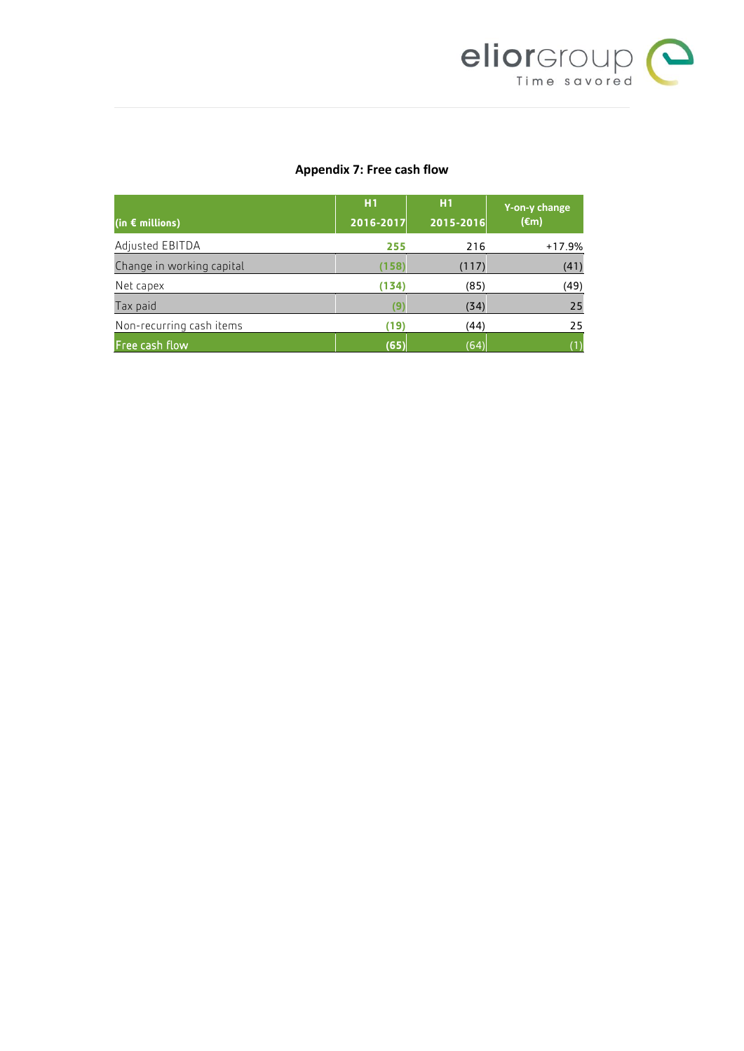## Appendix 7: Free cash flow

| (in € millions) | H1 2016-2017 | H1 2015-2016 | Y-on-y change (€m) |
|---|---|---|---|
| Adjusted EBITDA | **255** | 216 | +17.9% |
| Change in working capital | **(158)** | (117) | (41) |
| Net capex | **(134)** | (85) | (49) |
| Tax paid | **(9)** | (34) | 25 |
| Non-recurring cash items | **(19)** | (44) | 25 |
| Free cash flow | **(65)** | (64) | (1) |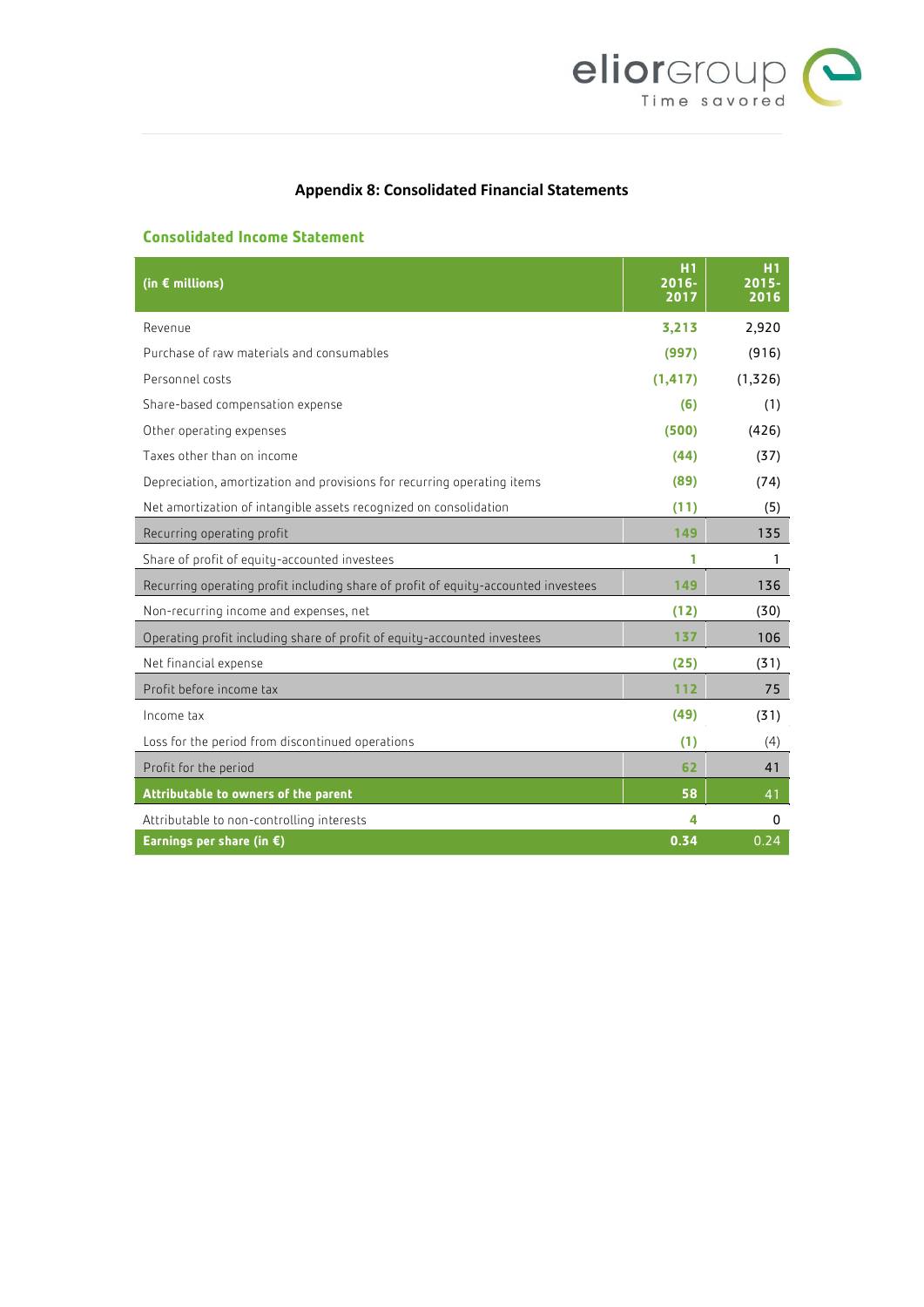## Appendix 8: Consolidated Financial Statements

### Consolidated Income Statement

| (in € millions) | H1 2016-2017 | H1 2015-2016 |
|---|---|---|
| Revenue | 3,213 | 2,920 |
| Purchase of raw materials and consumables | (997) | (916) |
| Personnel costs | (1,417) | (1,326) |
| Share-based compensation expense | (6) | (1) |
| Other operating expenses | (500) | (426) |
| Taxes other than on income | (44) | (37) |
| Depreciation, amortization and provisions for recurring operating items | (89) | (74) |
| Net amortization of intangible assets recognized on consolidation | (11) | (5) |
| Recurring operating profit | 149 | 135 |
| Share of profit of equity-accounted investees | 1 | 1 |
| Recurring operating profit including share of profit of equity-accounted investees | 149 | 136 |
| Non-recurring income and expenses, net | (12) | (30) |
| Operating profit including share of profit of equity-accounted investees | 137 | 106 |
| Net financial expense | (25) | (31) |
| Profit before income tax | 112 | 75 |
| Income tax | (49) | (31) |
| Loss for the period from discontinued operations | (1) | (4) |
| Profit for the period | 62 | 41 |
| **Attributable to owners of the parent** | **58** | **41** |
| Attributable to non-controlling interests | 4 | 0 |
| **Earnings per share (in €)** | **0.34** | **0.24** |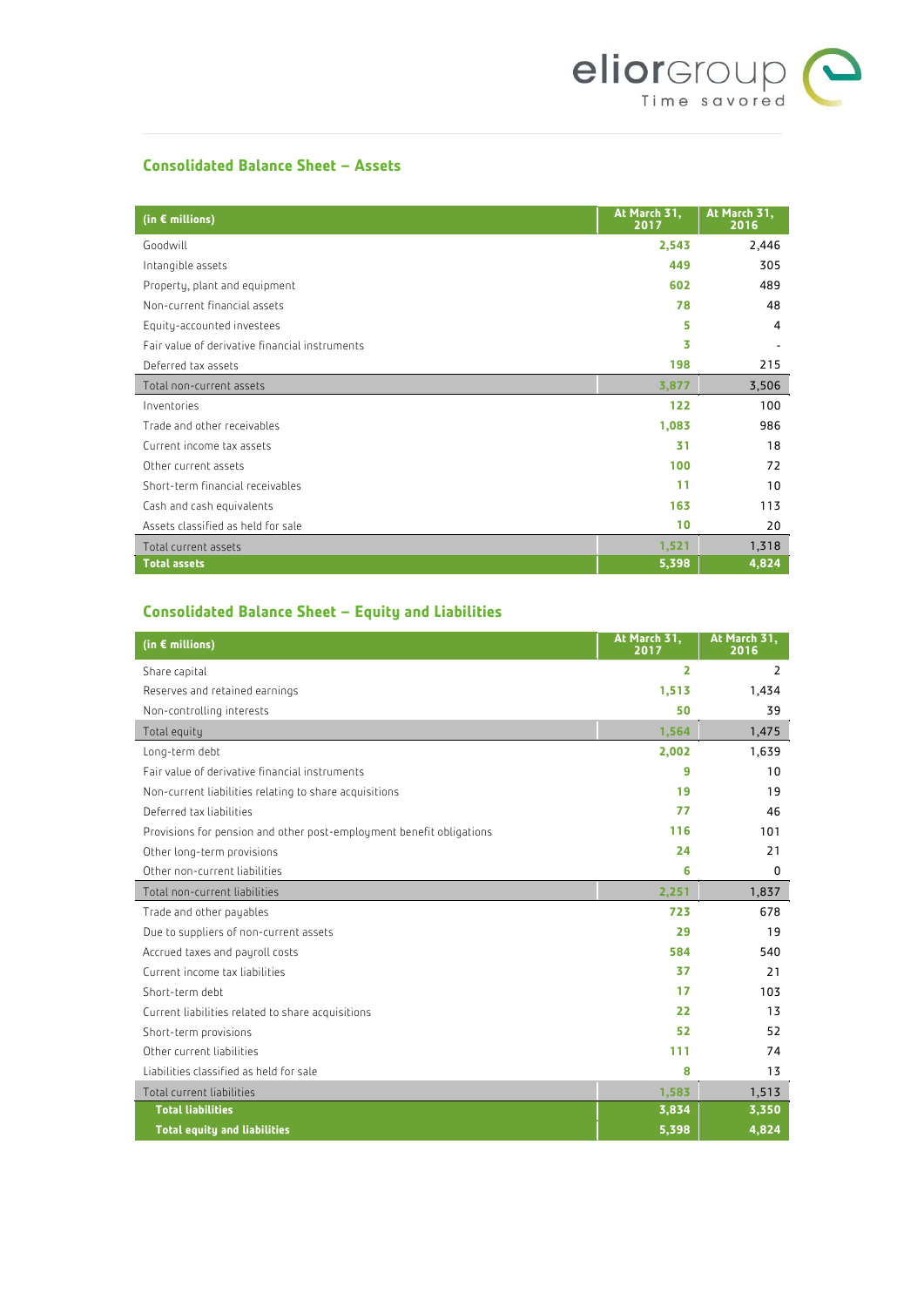## Consolidated Balance Sheet – Assets

| (in € millions) | At March 31, 2017 | At March 31, 2016 |
|---|---|---|
| Goodwill | **2,543** | 2,446 |
| Intangible assets | **449** | 305 |
| Property, plant and equipment | **602** | 489 |
| Non-current financial assets | **78** | 48 |
| Equity-accounted investees | **5** | 4 |
| Fair value of derivative financial instruments | **3** | - |
| Deferred tax assets | **198** | 215 |
| Total non-current assets | **3,877** | 3,506 |
| Inventories | **122** | 100 |
| Trade and other receivables | **1,083** | 986 |
| Current income tax assets | **31** | 18 |
| Other current assets | **100** | 72 |
| Short-term financial receivables | **11** | 10 |
| Cash and cash equivalents | **163** | 113 |
| Assets classified as held for sale | **10** | 20 |
| Total current assets | **1,521** | 1,318 |
| **Total assets** | **5,398** | **4,824** |

## Consolidated Balance Sheet – Equity and Liabilities

| (in € millions) | At March 31, 2017 | At March 31, 2016 |
|---|---|---|
| Share capital | **2** | 2 |
| Reserves and retained earnings | **1,513** | 1,434 |
| Non-controlling interests | **50** | 39 |
| Total equity | **1,564** | 1,475 |
| Long-term debt | **2,002** | 1,639 |
| Fair value of derivative financial instruments | **9** | 10 |
| Non-current liabilities relating to share acquisitions | **19** | 19 |
| Deferred tax liabilities | **77** | 46 |
| Provisions for pension and other post-employment benefit obligations | **116** | 101 |
| Other long-term provisions | **24** | 21 |
| Other non-current liabilities | **6** | 0 |
| Total non-current liabilities | **2,251** | 1,837 |
| Trade and other payables | **723** | 678 |
| Due to suppliers of non-current assets | **29** | 19 |
| Accrued taxes and payroll costs | **584** | 540 |
| Current income tax liabilities | **37** | 21 |
| Short-term debt | **17** | 103 |
| Current liabilities related to share acquisitions | **22** | 13 |
| Short-term provisions | **52** | 52 |
| Other current liabilities | **111** | 74 |
| Liabilities classified as held for sale | **8** | 13 |
| Total current liabilities | **1,583** | 1,513 |
| **Total liabilities** | **3,834** | **3,350** |
| **Total equity and liabilities** | **5,398** | **4,824** |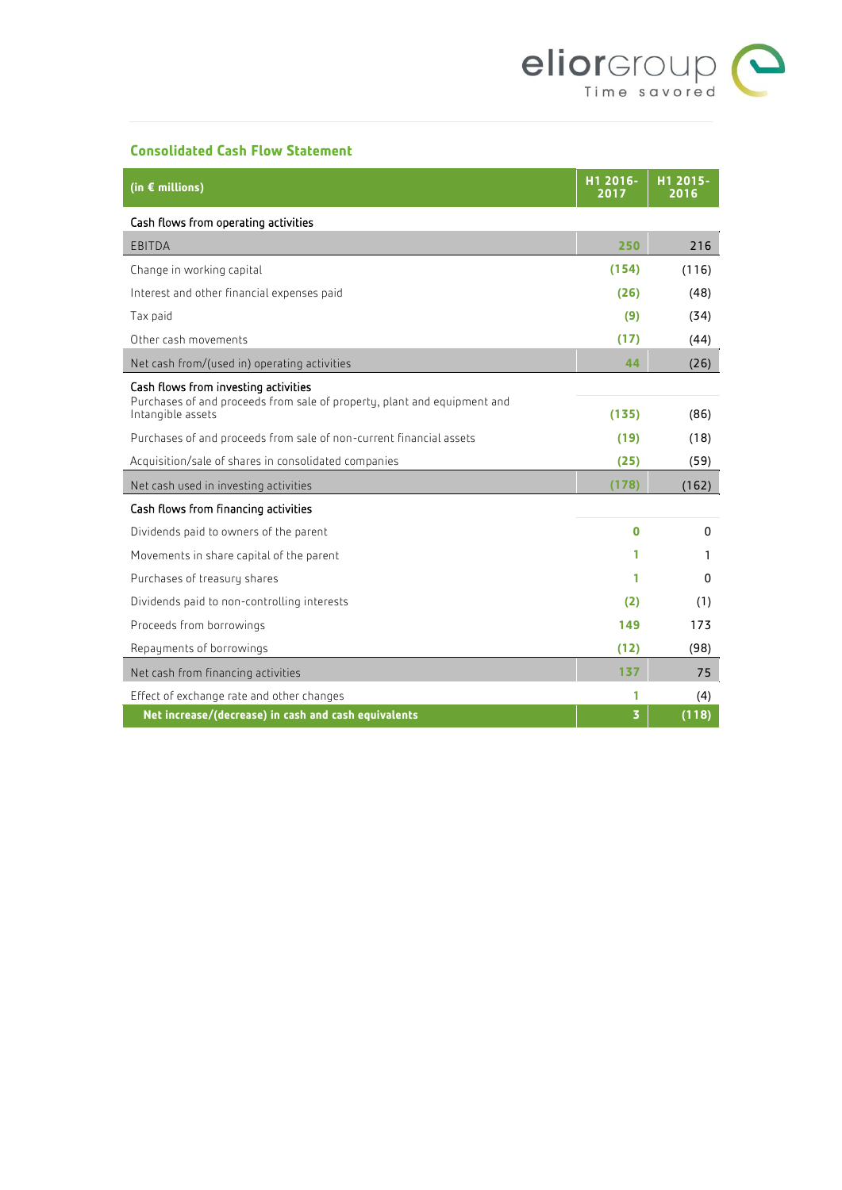## Consolidated Cash Flow Statement

| (in € millions) | H1 2016-2017 | H1 2015-2016 |
|---|---|---|
| Cash flows from operating activities | | |
| EBITDA | 250 | 216 |
| Change in working capital | (154) | (116) |
| Interest and other financial expenses paid | (26) | (48) |
| Tax paid | (9) | (34) |
| Other cash movements | (17) | (44) |
| Net cash from/(used in) operating activities | 44 | (26) |
| Cash flows from investing activities | | |
| Purchases of and proceeds from sale of property, plant and equipment and Intangible assets | (135) | (86) |
| Purchases of and proceeds from sale of non-current financial assets | (19) | (18) |
| Acquisition/sale of shares in consolidated companies | (25) | (59) |
| Net cash used in investing activities | (178) | (162) |
| Cash flows from financing activities | | |
| Dividends paid to owners of the parent | 0 | 0 |
| Movements in share capital of the parent | 1 | 1 |
| Purchases of treasury shares | 1 | 0 |
| Dividends paid to non-controlling interests | (2) | (1) |
| Proceeds from borrowings | 149 | 173 |
| Repayments of borrowings | (12) | (98) |
| Net cash from financing activities | 137 | 75 |
| Effect of exchange rate and other changes | 1 | (4) |
| **Net increase/(decrease) in cash and cash equivalents** | **3** | **(118)** |